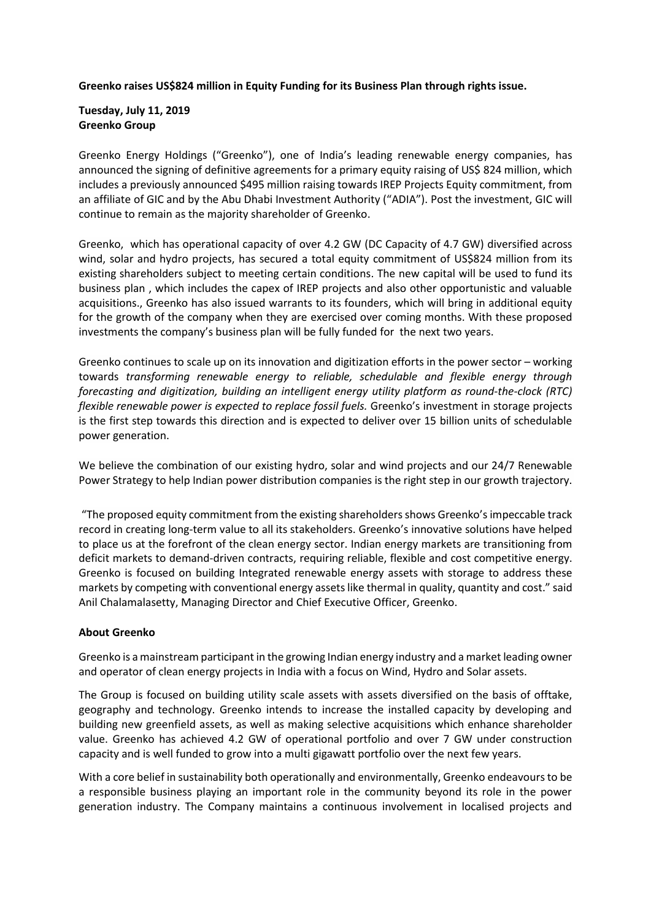**Greenko raises US$824 million in Equity Funding for its Business Plan through rights issue.**

**Tuesday, July 11, 2019**
**Greenko Group**

Greenko Energy Holdings ("Greenko"), one of India's leading renewable energy companies, has announced the signing of definitive agreements for a primary equity raising of US$ 824 million, which includes a previously announced $495 million raising towards IREP Projects Equity commitment, from an affiliate of GIC and by the Abu Dhabi Investment Authority ("ADIA"). Post the investment, GIC will continue to remain as the majority shareholder of Greenko.

Greenko, which has operational capacity of over 4.2 GW (DC Capacity of 4.7 GW) diversified across wind, solar and hydro projects, has secured a total equity commitment of US$824 million from its existing shareholders subject to meeting certain conditions. The new capital will be used to fund its business plan , which includes the capex of IREP projects and also other opportunistic and valuable acquisitions., Greenko has also issued warrants to its founders, which will bring in additional equity for the growth of the company when they are exercised over coming months. With these proposed investments the company's business plan will be fully funded for the next two years.

Greenko continues to scale up on its innovation and digitization efforts in the power sector – working towards *transforming renewable energy to reliable, schedulable and flexible energy through forecasting and digitization, building an intelligent energy utility platform as round-the-clock (RTC) flexible renewable power is expected to replace fossil fuels.* Greenko's investment in storage projects is the first step towards this direction and is expected to deliver over 15 billion units of schedulable power generation.

We believe the combination of our existing hydro, solar and wind projects and our 24/7 Renewable Power Strategy to help Indian power distribution companies is the right step in our growth trajectory.

"The proposed equity commitment from the existing shareholders shows Greenko's impeccable track record in creating long-term value to all its stakeholders. Greenko's innovative solutions have helped to place us at the forefront of the clean energy sector. Indian energy markets are transitioning from deficit markets to demand-driven contracts, requiring reliable, flexible and cost competitive energy. Greenko is focused on building Integrated renewable energy assets with storage to address these markets by competing with conventional energy assets like thermal in quality, quantity and cost." said Anil Chalamalasetty, Managing Director and Chief Executive Officer, Greenko.

**About Greenko**

Greenko is a mainstream participant in the growing Indian energy industry and a market leading owner and operator of clean energy projects in India with a focus on Wind, Hydro and Solar assets.

The Group is focused on building utility scale assets with assets diversified on the basis of offtake, geography and technology. Greenko intends to increase the installed capacity by developing and building new greenfield assets, as well as making selective acquisitions which enhance shareholder value. Greenko has achieved 4.2 GW of operational portfolio and over 7 GW under construction capacity and is well funded to grow into a multi gigawatt portfolio over the next few years.

With a core belief in sustainability both operationally and environmentally, Greenko endeavours to be a responsible business playing an important role in the community beyond its role in the power generation industry. The Company maintains a continuous involvement in localised projects and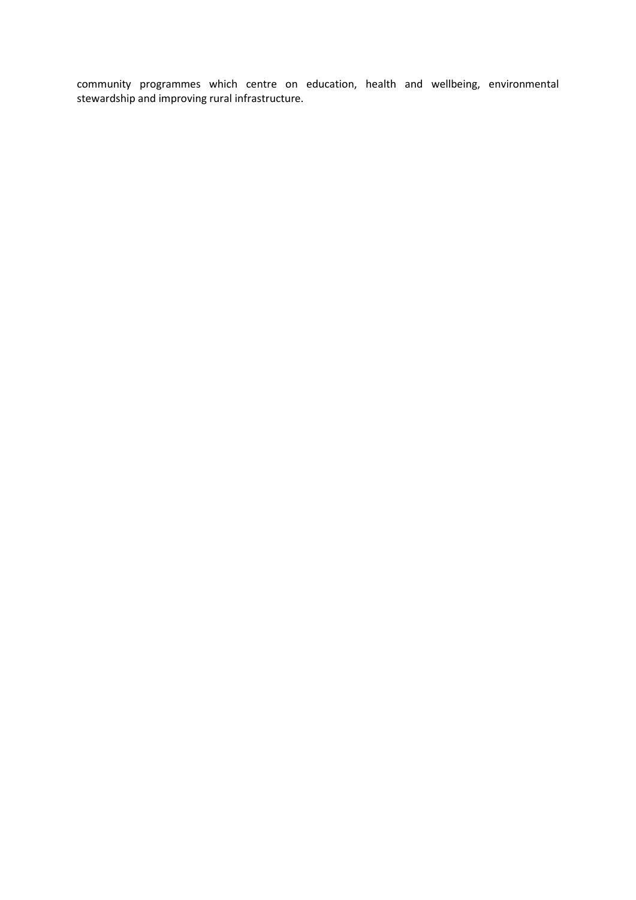community programmes which centre on education, health and wellbeing, environmental stewardship and improving rural infrastructure.